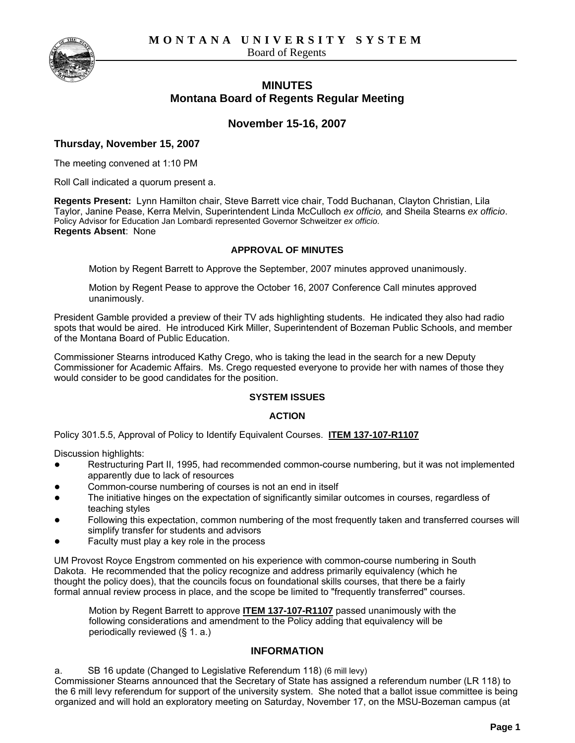**MONTANA UNIVERSITY SYSTEM**
Board of Regents

# MINUTES
## Montana Board of Regents Regular Meeting

## November 15-16, 2007

### Thursday, November 15, 2007

The meeting convened at 1:10 PM

Roll Call indicated a quorum present a.

**Regents Present:** Lynn Hamilton chair, Steve Barrett vice chair, Todd Buchanan, Clayton Christian, Lila Taylor, Janine Pease, Kerra Melvin, Superintendent Linda McCulloch *ex officio,* and Sheila Stearns *ex officio*. Policy Advisor for Education Jan Lombardi represented Governor Schweitzer *ex officio*.
**Regents Absent**: None

**APPROVAL OF MINUTES**

Motion by Regent Barrett to Approve the September, 2007 minutes approved unanimously.

Motion by Regent Pease to approve the October 16, 2007 Conference Call minutes approved unanimously.

President Gamble provided a preview of their TV ads highlighting students. He indicated they also had radio spots that would be aired. He introduced Kirk Miller, Superintendent of Bozeman Public Schools, and member of the Montana Board of Public Education.

Commissioner Stearns introduced Kathy Crego, who is taking the lead in the search for a new Deputy Commissioner for Academic Affairs. Ms. Crego requested everyone to provide her with names of those they would consider to be good candidates for the position.

**SYSTEM ISSUES**

**ACTION**

Policy 301.5.5, Approval of Policy to Identify Equivalent Courses. **ITEM 137-107-R1107**

Discussion highlights:

- Restructuring Part II, 1995, had recommended common-course numbering, but it was not implemented apparently due to lack of resources
- Common-course numbering of courses is not an end in itself
- The initiative hinges on the expectation of significantly similar outcomes in courses, regardless of teaching styles
- Following this expectation, common numbering of the most frequently taken and transferred courses will simplify transfer for students and advisors
- Faculty must play a key role in the process

UM Provost Royce Engstrom commented on his experience with common-course numbering in South Dakota. He recommended that the policy recognize and address primarily equivalency (which he thought the policy does), that the councils focus on foundational skills courses, that there be a fairly formal annual review process in place, and the scope be limited to "frequently transferred" courses.

Motion by Regent Barrett to approve **ITEM 137-107-R1107** passed unanimously with the following considerations and amendment to the Policy adding that equivalency will be periodically reviewed (§ 1. a.)

**INFORMATION**

a. SB 16 update (Changed to Legislative Referendum 118) (6 mill levy)
Commissioner Stearns announced that the Secretary of State has assigned a referendum number (LR 118) to the 6 mill levy referendum for support of the university system. She noted that a ballot issue committee is being organized and will hold an exploratory meeting on Saturday, November 17, on the MSU-Bozeman campus (at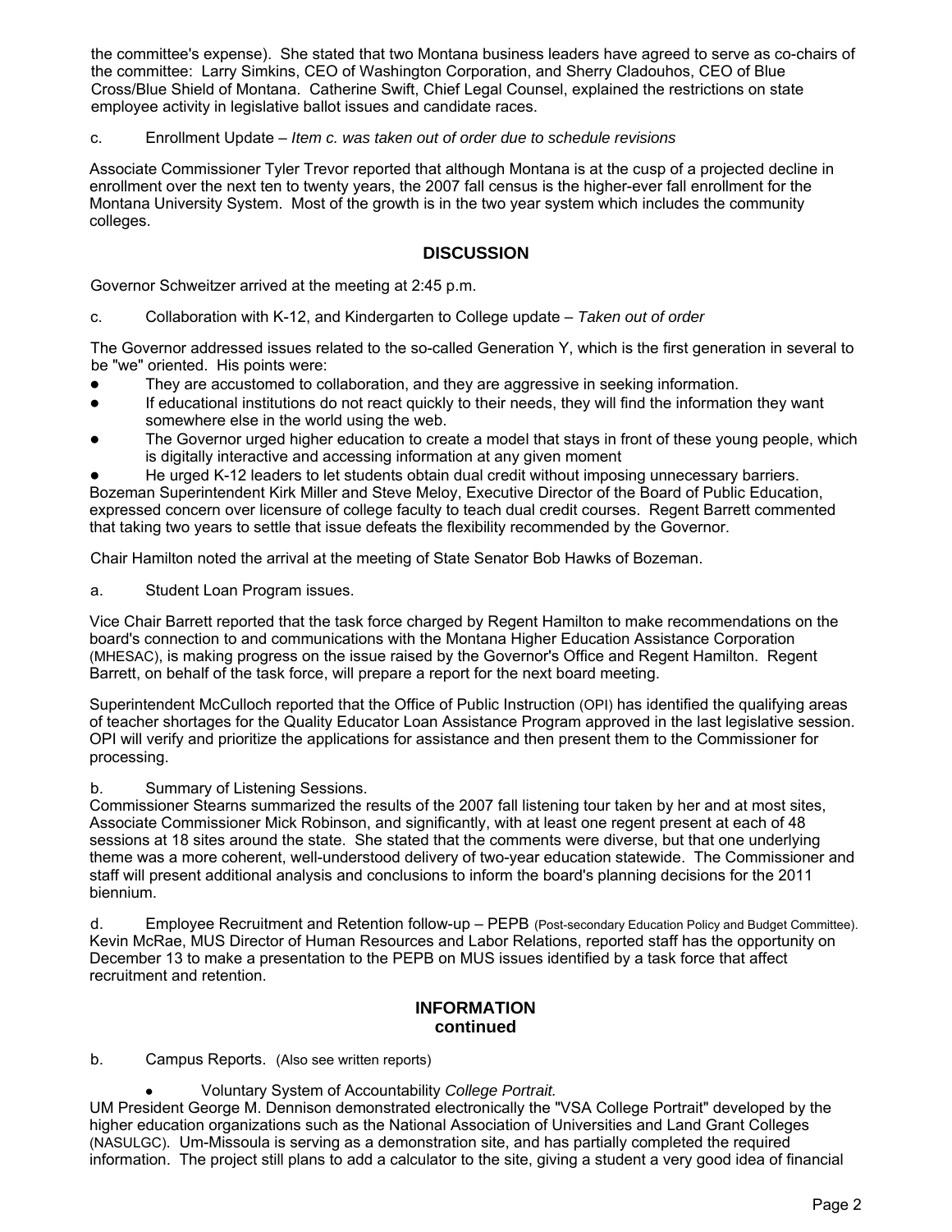the committee's expense). She stated that two Montana business leaders have agreed to serve as co-chairs of the committee: Larry Simkins, CEO of Washington Corporation, and Sherry Cladouhos, CEO of Blue Cross/Blue Shield of Montana. Catherine Swift, Chief Legal Counsel, explained the restrictions on state employee activity in legislative ballot issues and candidate races.

c. Enrollment Update – *Item c. was taken out of order due to schedule revisions*

Associate Commissioner Tyler Trevor reported that although Montana is at the cusp of a projected decline in enrollment over the next ten to twenty years, the 2007 fall census is the higher-ever fall enrollment for the Montana University System. Most of the growth is in the two year system which includes the community colleges.

## DISCUSSION

Governor Schweitzer arrived at the meeting at 2:45 p.m.

c. Collaboration with K-12, and Kindergarten to College update – *Taken out of order*

The Governor addressed issues related to the so-called Generation Y, which is the first generation in several to be "we" oriented. His points were:

- They are accustomed to collaboration, and they are aggressive in seeking information.
- If educational institutions do not react quickly to their needs, they will find the information they want somewhere else in the world using the web.
- The Governor urged higher education to create a model that stays in front of these young people, which is digitally interactive and accessing information at any given moment
- He urged K-12 leaders to let students obtain dual credit without imposing unnecessary barriers.

Bozeman Superintendent Kirk Miller and Steve Meloy, Executive Director of the Board of Public Education, expressed concern over licensure of college faculty to teach dual credit courses. Regent Barrett commented that taking two years to settle that issue defeats the flexibility recommended by the Governor.

Chair Hamilton noted the arrival at the meeting of State Senator Bob Hawks of Bozeman.

a. Student Loan Program issues.

Vice Chair Barrett reported that the task force charged by Regent Hamilton to make recommendations on the board's connection to and communications with the Montana Higher Education Assistance Corporation (MHESAC), is making progress on the issue raised by the Governor's Office and Regent Hamilton. Regent Barrett, on behalf of the task force, will prepare a report for the next board meeting.

Superintendent McCulloch reported that the Office of Public Instruction (OPI) has identified the qualifying areas of teacher shortages for the Quality Educator Loan Assistance Program approved in the last legislative session. OPI will verify and prioritize the applications for assistance and then present them to the Commissioner for processing.

b. Summary of Listening Sessions.

Commissioner Stearns summarized the results of the 2007 fall listening tour taken by her and at most sites, Associate Commissioner Mick Robinson, and significantly, with at least one regent present at each of 48 sessions at 18 sites around the state. She stated that the comments were diverse, but that one underlying theme was a more coherent, well-understood delivery of two-year education statewide. The Commissioner and staff will present additional analysis and conclusions to inform the board's planning decisions for the 2011 biennium.

d. Employee Recruitment and Retention follow-up – PEPB (Post-secondary Education Policy and Budget Committee).
Kevin McRae, MUS Director of Human Resources and Labor Relations, reported staff has the opportunity on December 13 to make a presentation to the PEPB on MUS issues identified by a task force that affect recruitment and retention.

## INFORMATION continued

b. Campus Reports. (Also see written reports)

- Voluntary System of Accountability *College Portrait.*

UM President George M. Dennison demonstrated electronically the "VSA College Portrait" developed by the higher education organizations such as the National Association of Universities and Land Grant Colleges (NASULGC). Um-Missoula is serving as a demonstration site, and has partially completed the required information. The project still plans to add a calculator to the site, giving a student a very good idea of financial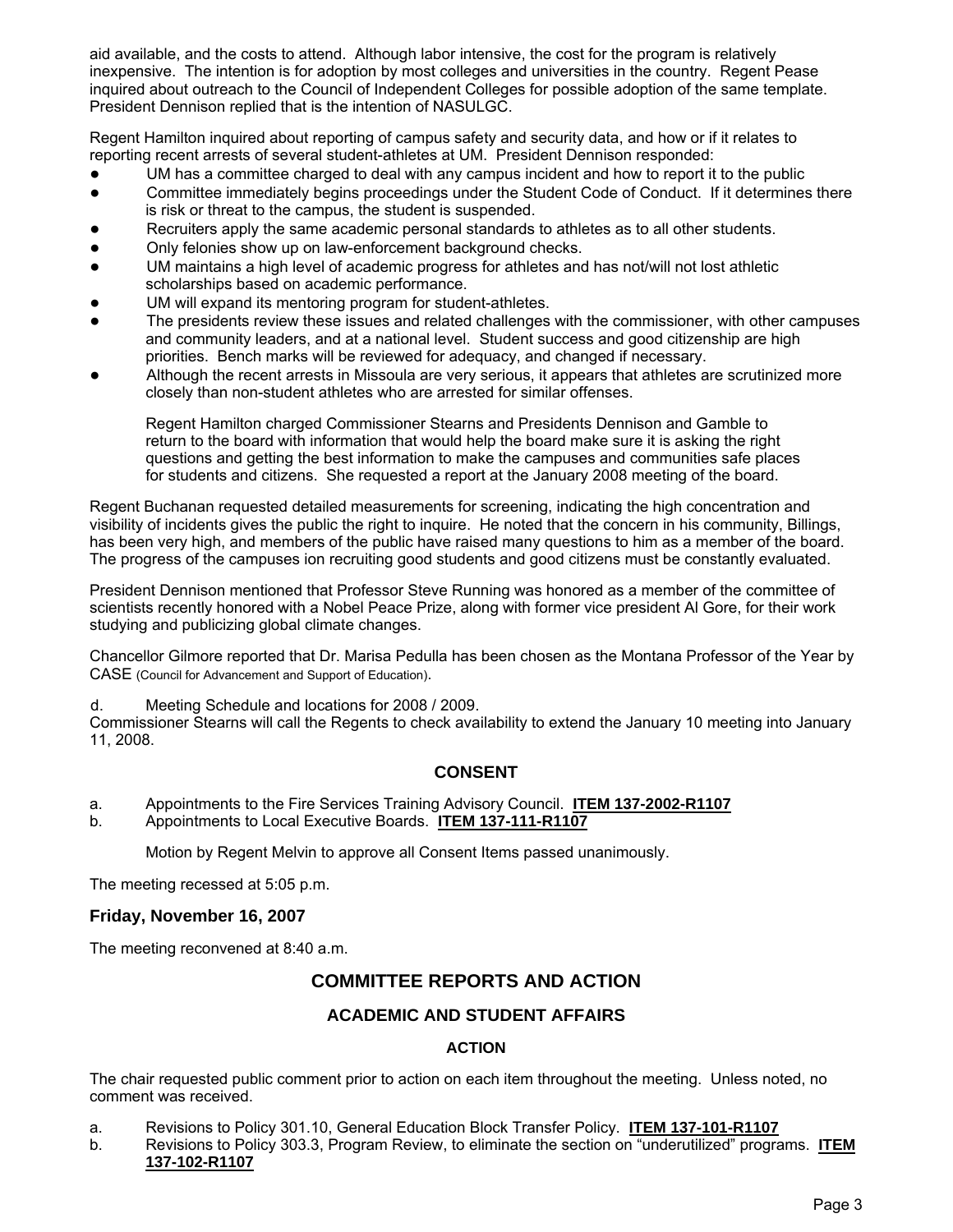aid available, and the costs to attend. Although labor intensive, the cost for the program is relatively inexpensive. The intention is for adoption by most colleges and universities in the country. Regent Pease inquired about outreach to the Council of Independent Colleges for possible adoption of the same template. President Dennison replied that is the intention of NASULGC.

Regent Hamilton inquired about reporting of campus safety and security data, and how or if it relates to reporting recent arrests of several student-athletes at UM. President Dennison responded:

- UM has a committee charged to deal with any campus incident and how to report it to the public
- Committee immediately begins proceedings under the Student Code of Conduct. If it determines there is risk or threat to the campus, the student is suspended.
- Recruiters apply the same academic personal standards to athletes as to all other students.
- Only felonies show up on law-enforcement background checks.
- UM maintains a high level of academic progress for athletes and has not/will not lost athletic scholarships based on academic performance.
- UM will expand its mentoring program for student-athletes.
- The presidents review these issues and related challenges with the commissioner, with other campuses and community leaders, and at a national level. Student success and good citizenship are high priorities. Bench marks will be reviewed for adequacy, and changed if necessary.
- Although the recent arrests in Missoula are very serious, it appears that athletes are scrutinized more closely than non-student athletes who are arrested for similar offenses.

  Regent Hamilton charged Commissioner Stearns and Presidents Dennison and Gamble to return to the board with information that would help the board make sure it is asking the right questions and getting the best information to make the campuses and communities safe places for students and citizens. She requested a report at the January 2008 meeting of the board.

Regent Buchanan requested detailed measurements for screening, indicating the high concentration and visibility of incidents gives the public the right to inquire. He noted that the concern in his community, Billings, has been very high, and members of the public have raised many questions to him as a member of the board. The progress of the campuses ion recruiting good students and good citizens must be constantly evaluated.

President Dennison mentioned that Professor Steve Running was honored as a member of the committee of scientists recently honored with a Nobel Peace Prize, along with former vice president Al Gore, for their work studying and publicizing global climate changes.

Chancellor Gilmore reported that Dr. Marisa Pedulla has been chosen as the Montana Professor of the Year by CASE (Council for Advancement and Support of Education).

d. Meeting Schedule and locations for 2008 / 2009.
Commissioner Stearns will call the Regents to check availability to extend the January 10 meeting into January 11, 2008.

### CONSENT

a. Appointments to the Fire Services Training Advisory Council. **ITEM 137-2002-R1107**
b. Appointments to Local Executive Boards. **ITEM 137-111-R1107**

Motion by Regent Melvin to approve all Consent Items passed unanimously.

The meeting recessed at 5:05 p.m.

### Friday, November 16, 2007

The meeting reconvened at 8:40 a.m.

## COMMITTEE REPORTS AND ACTION

### ACADEMIC AND STUDENT AFFAIRS

#### ACTION

The chair requested public comment prior to action on each item throughout the meeting. Unless noted, no comment was received.

a. Revisions to Policy 301.10, General Education Block Transfer Policy. **ITEM 137-101-R1107**
b. Revisions to Policy 303.3, Program Review, to eliminate the section on "underutilized" programs. **ITEM 137-102-R1107**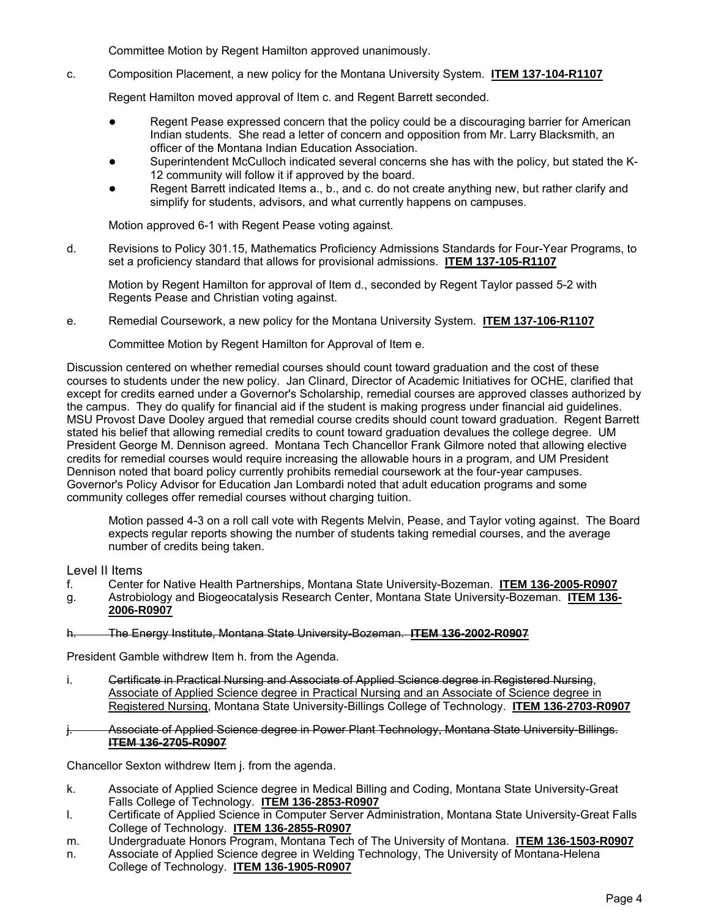Committee Motion by Regent Hamilton approved unanimously.

c. Composition Placement, a new policy for the Montana University System. **ITEM 137-104-R1107**

Regent Hamilton moved approval of Item c. and Regent Barrett seconded.

- Regent Pease expressed concern that the policy could be a discouraging barrier for American Indian students. She read a letter of concern and opposition from Mr. Larry Blacksmith, an officer of the Montana Indian Education Association.
- Superintendent McCulloch indicated several concerns she has with the policy, but stated the K-12 community will follow it if approved by the board.
- Regent Barrett indicated Items a., b., and c. do not create anything new, but rather clarify and simplify for students, advisors, and what currently happens on campuses.

Motion approved 6-1 with Regent Pease voting against.

d. Revisions to Policy 301.15, Mathematics Proficiency Admissions Standards for Four-Year Programs, to set a proficiency standard that allows for provisional admissions. **ITEM 137-105-R1107**

Motion by Regent Hamilton for approval of Item d., seconded by Regent Taylor passed 5-2 with Regents Pease and Christian voting against.

e. Remedial Coursework, a new policy for the Montana University System. **ITEM 137-106-R1107**

Committee Motion by Regent Hamilton for Approval of Item e.

Discussion centered on whether remedial courses should count toward graduation and the cost of these courses to students under the new policy. Jan Clinard, Director of Academic Initiatives for OCHE, clarified that except for credits earned under a Governor's Scholarship, remedial courses are approved classes authorized by the campus. They do qualify for financial aid if the student is making progress under financial aid guidelines. MSU Provost Dave Dooley argued that remedial course credits should count toward graduation. Regent Barrett stated his belief that allowing remedial credits to count toward graduation devalues the college degree. UM President George M. Dennison agreed. Montana Tech Chancellor Frank Gilmore noted that allowing elective credits for remedial courses would require increasing the allowable hours in a program, and UM President Dennison noted that board policy currently prohibits remedial coursework at the four-year campuses. Governor's Policy Advisor for Education Jan Lombardi noted that adult education programs and some community colleges offer remedial courses without charging tuition.

Motion passed 4-3 on a roll call vote with Regents Melvin, Pease, and Taylor voting against. The Board expects regular reports showing the number of students taking remedial courses, and the average number of credits being taken.

Level II Items

f. Center for Native Health Partnerships, Montana State University-Bozeman. **ITEM 136-2005-R0907**

g. Astrobiology and Biogeocatalysis Research Center, Montana State University-Bozeman. **ITEM 136-2006-R0907**

h. ~~The Energy Institute, Montana State University-Bozeman. **ITEM 136-2002-R0907**~~

President Gamble withdrew Item h. from the Agenda.

i. ~~Certificate in Practical Nursing and Associate of Applied Science degree in Registered Nursing~~, Associate of Applied Science degree in Practical Nursing and an Associate of Science degree in Registered Nursing, Montana State University-Billings College of Technology. **ITEM 136-2703-R0907**

j. ~~Associate of Applied Science degree in Power Plant Technology, Montana State University-Billings. **ITEM 136-2705-R0907**~~

Chancellor Sexton withdrew Item j. from the agenda.

k. Associate of Applied Science degree in Medical Billing and Coding, Montana State University-Great Falls College of Technology. **ITEM 136-2853-R0907**

l. Certificate of Applied Science in Computer Server Administration, Montana State University-Great Falls College of Technology. **ITEM 136-2855-R0907**

m. Undergraduate Honors Program, Montana Tech of The University of Montana. **ITEM 136-1503-R0907**

n. Associate of Applied Science degree in Welding Technology, The University of Montana-Helena College of Technology. **ITEM 136-1905-R0907**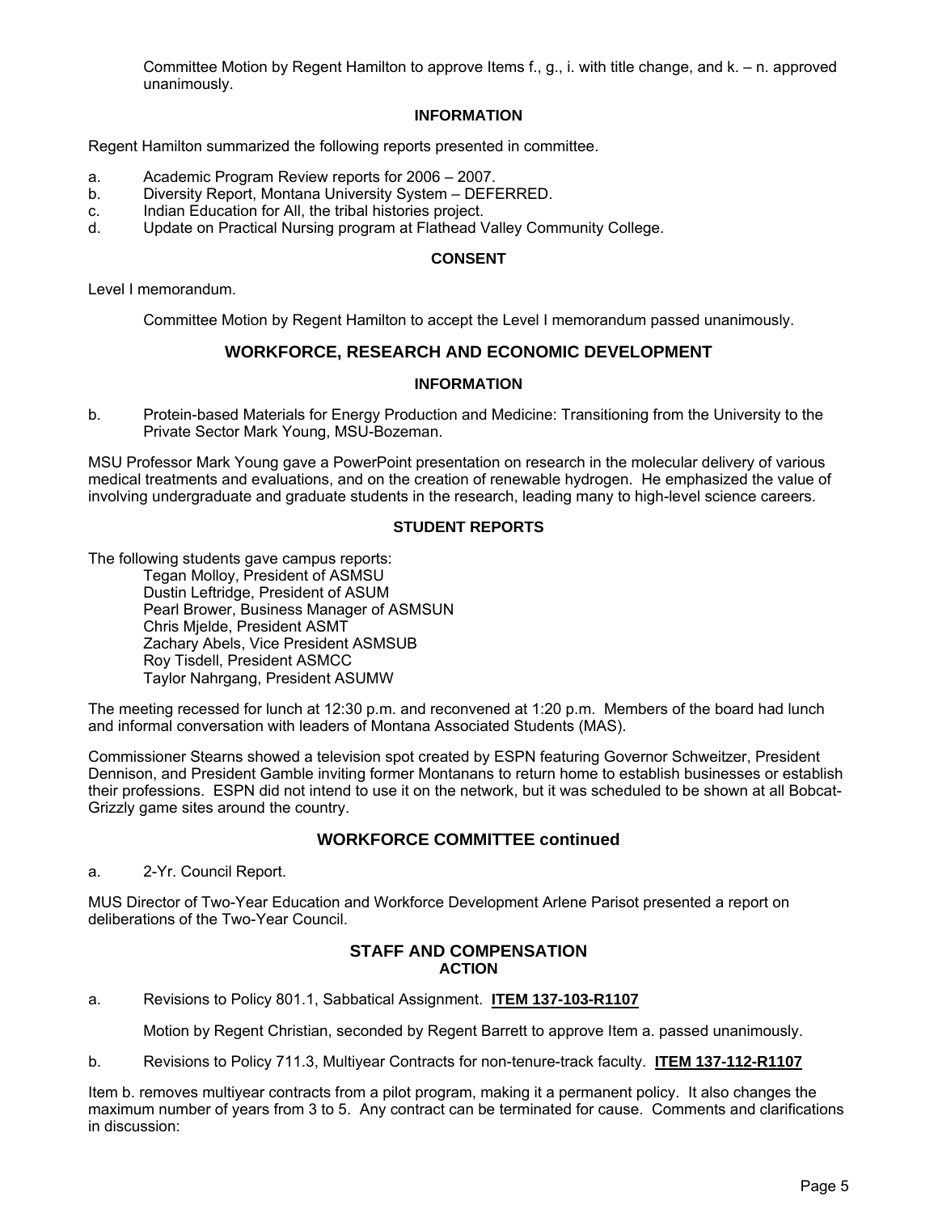Committee Motion by Regent Hamilton to approve Items f., g., i. with title change, and k. – n. approved unanimously.

### INFORMATION

Regent Hamilton summarized the following reports presented in committee.

a. Academic Program Review reports for 2006 – 2007.
b. Diversity Report, Montana University System – DEFERRED.
c. Indian Education for All, the tribal histories project.
d. Update on Practical Nursing program at Flathead Valley Community College.

### CONSENT

Level I memorandum.

Committee Motion by Regent Hamilton to accept the Level I memorandum passed unanimously.

## WORKFORCE, RESEARCH AND ECONOMIC DEVELOPMENT

### INFORMATION

b. Protein-based Materials for Energy Production and Medicine: Transitioning from the University to the Private Sector Mark Young, MSU-Bozeman.

MSU Professor Mark Young gave a PowerPoint presentation on research in the molecular delivery of various medical treatments and evaluations, and on the creation of renewable hydrogen. He emphasized the value of involving undergraduate and graduate students in the research, leading many to high-level science careers.

### STUDENT REPORTS

The following students gave campus reports:

Tegan Molloy, President of ASMSU
Dustin Leftridge, President of ASUM
Pearl Brower, Business Manager of ASMSUN
Chris Mjelde, President ASMT
Zachary Abels, Vice President ASMSUB
Roy Tisdell, President ASMCC
Taylor Nahrgang, President ASUMW

The meeting recessed for lunch at 12:30 p.m. and reconvened at 1:20 p.m. Members of the board had lunch and informal conversation with leaders of Montana Associated Students (MAS).

Commissioner Stearns showed a television spot created by ESPN featuring Governor Schweitzer, President Dennison, and President Gamble inviting former Montanans to return home to establish businesses or establish their professions. ESPN did not intend to use it on the network, but it was scheduled to be shown at all Bobcat-Grizzly game sites around the country.

## WORKFORCE COMMITTEE continued

a. 2-Yr. Council Report.

MUS Director of Two-Year Education and Workforce Development Arlene Parisot presented a report on deliberations of the Two-Year Council.

## STAFF AND COMPENSATION

### ACTION

a. Revisions to Policy 801.1, Sabbatical Assignment. **ITEM 137-103-R1107**

Motion by Regent Christian, seconded by Regent Barrett to approve Item a. passed unanimously.

b. Revisions to Policy 711.3, Multiyear Contracts for non-tenure-track faculty. **ITEM 137-112-R1107**

Item b. removes multiyear contracts from a pilot program, making it a permanent policy. It also changes the maximum number of years from 3 to 5. Any contract can be terminated for cause. Comments and clarifications in discussion: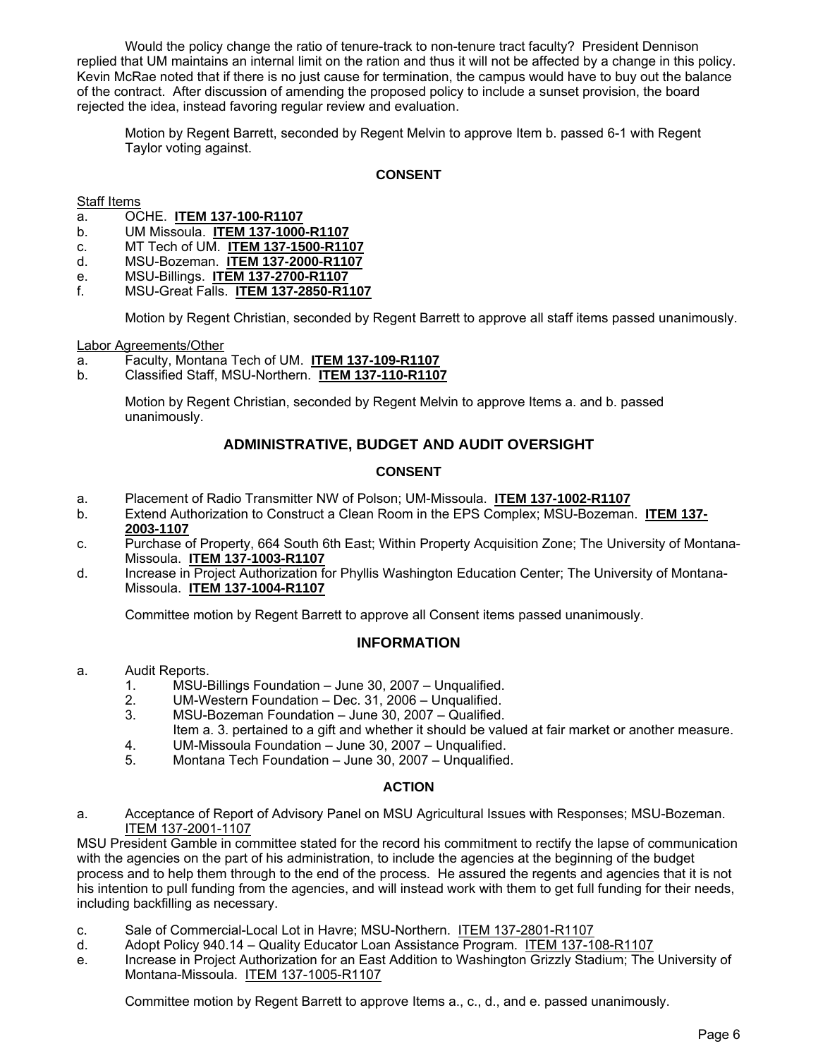Would the policy change the ratio of tenure-track to non-tenure tract faculty? President Dennison replied that UM maintains an internal limit on the ration and thus it will not be affected by a change in this policy. Kevin McRae noted that if there is no just cause for termination, the campus would have to buy out the balance of the contract. After discussion of amending the proposed policy to include a sunset provision, the board rejected the idea, instead favoring regular review and evaluation.

Motion by Regent Barrett, seconded by Regent Melvin to approve Item b. passed 6-1 with Regent Taylor voting against.

**CONSENT**

Staff Items

a. OCHE. **ITEM 137-100-R1107**
b. UM Missoula. **ITEM 137-1000-R1107**
c. MT Tech of UM. **ITEM 137-1500-R1107**
d. MSU-Bozeman. **ITEM 137-2000-R1107**
e. MSU-Billings. **ITEM 137-2700-R1107**
f. MSU-Great Falls. **ITEM 137-2850-R1107**

Motion by Regent Christian, seconded by Regent Barrett to approve all staff items passed unanimously.

Labor Agreements/Other

a. Faculty, Montana Tech of UM. **ITEM 137-109-R1107**
b. Classified Staff, MSU-Northern. **ITEM 137-110-R1107**

Motion by Regent Christian, seconded by Regent Melvin to approve Items a. and b. passed unanimously.

## ADMINISTRATIVE, BUDGET AND AUDIT OVERSIGHT

**CONSENT**

a. Placement of Radio Transmitter NW of Polson; UM-Missoula. **ITEM 137-1002-R1107**
b. Extend Authorization to Construct a Clean Room in the EPS Complex; MSU-Bozeman. **ITEM 137-2003-1107**
c. Purchase of Property, 664 South 6th East; Within Property Acquisition Zone; The University of Montana-Missoula. **ITEM 137-1003-R1107**
d. Increase in Project Authorization for Phyllis Washington Education Center; The University of Montana-Missoula. **ITEM 137-1004-R1107**

Committee motion by Regent Barrett to approve all Consent items passed unanimously.

## INFORMATION

a. Audit Reports.
   1. MSU-Billings Foundation – June 30, 2007 – Unqualified.
   2. UM-Western Foundation – Dec. 31, 2006 – Unqualified.
   3. MSU-Bozeman Foundation – June 30, 2007 – Qualified.
      Item a. 3. pertained to a gift and whether it should be valued at fair market or another measure.
   4. UM-Missoula Foundation – June 30, 2007 – Unqualified.
   5. Montana Tech Foundation – June 30, 2007 – Unqualified.

**ACTION**

a. Acceptance of Report of Advisory Panel on MSU Agricultural Issues with Responses; MSU-Bozeman. ITEM 137-2001-1107

MSU President Gamble in committee stated for the record his commitment to rectify the lapse of communication with the agencies on the part of his administration, to include the agencies at the beginning of the budget process and to help them through to the end of the process. He assured the regents and agencies that it is not his intention to pull funding from the agencies, and will instead work with them to get full funding for their needs, including backfilling as necessary.

c. Sale of Commercial-Local Lot in Havre; MSU-Northern. ITEM 137-2801-R1107
d. Adopt Policy 940.14 – Quality Educator Loan Assistance Program. ITEM 137-108-R1107
e. Increase in Project Authorization for an East Addition to Washington Grizzly Stadium; The University of Montana-Missoula. ITEM 137-1005-R1107

Committee motion by Regent Barrett to approve Items a., c., d., and e. passed unanimously.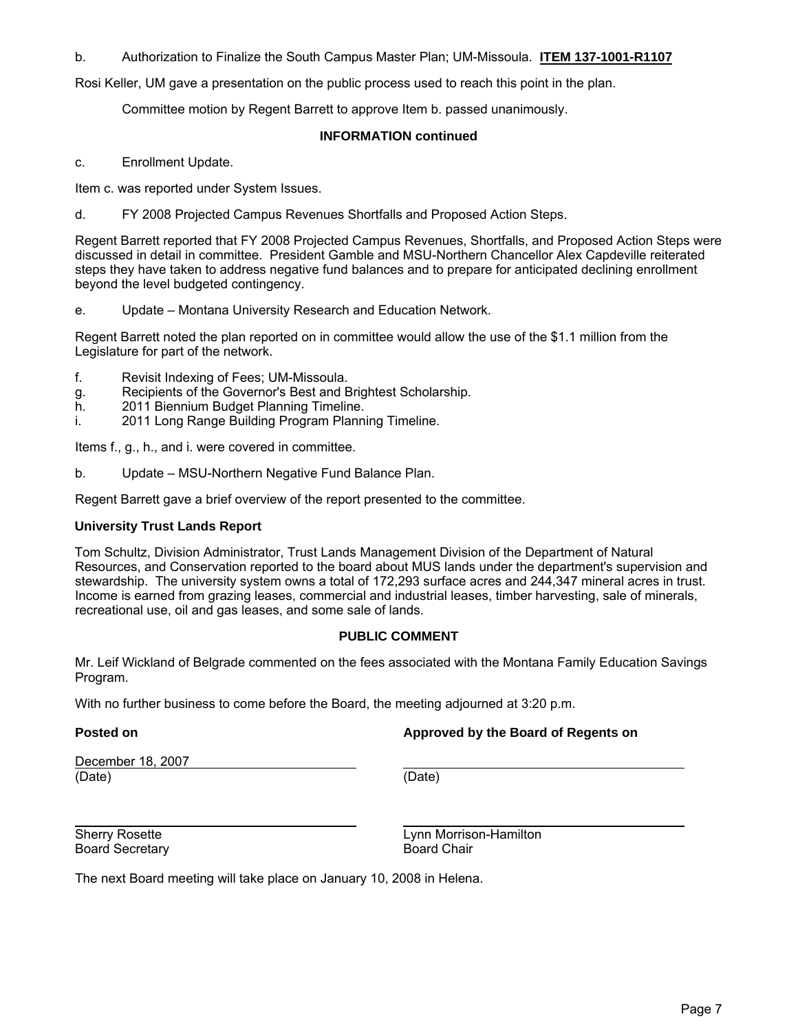b. Authorization to Finalize the South Campus Master Plan; UM-Missoula. **ITEM 137-1001-R1107**

Rosi Keller, UM gave a presentation on the public process used to reach this point in the plan.

Committee motion by Regent Barrett to approve Item b. passed unanimously.

**INFORMATION continued**

c. Enrollment Update.

Item c. was reported under System Issues.

d. FY 2008 Projected Campus Revenues Shortfalls and Proposed Action Steps.

Regent Barrett reported that FY 2008 Projected Campus Revenues, Shortfalls, and Proposed Action Steps were discussed in detail in committee. President Gamble and MSU-Northern Chancellor Alex Capdeville reiterated steps they have taken to address negative fund balances and to prepare for anticipated declining enrollment beyond the level budgeted contingency.

e. Update – Montana University Research and Education Network.

Regent Barrett noted the plan reported on in committee would allow the use of the $1.1 million from the Legislature for part of the network.

f. Revisit Indexing of Fees; UM-Missoula.
g. Recipients of the Governor's Best and Brightest Scholarship.
h. 2011 Biennium Budget Planning Timeline.
i. 2011 Long Range Building Program Planning Timeline.

Items f., g., h., and i. were covered in committee.

b. Update – MSU-Northern Negative Fund Balance Plan.

Regent Barrett gave a brief overview of the report presented to the committee.

**University Trust Lands Report**

Tom Schultz, Division Administrator, Trust Lands Management Division of the Department of Natural Resources, and Conservation reported to the board about MUS lands under the department's supervision and stewardship. The university system owns a total of 172,293 surface acres and 244,347 mineral acres in trust. Income is earned from grazing leases, commercial and industrial leases, timber harvesting, sale of minerals, recreational use, oil and gas leases, and some sale of lands.

**PUBLIC COMMENT**

Mr. Leif Wickland of Belgrade commented on the fees associated with the Montana Family Education Savings Program.

With no further business to come before the Board, the meeting adjourned at 3:20 p.m.

| **Posted on** | **Approved by the Board of Regents on** |
|---|---|
| December 18, 2007 | |
| (Date) | (Date) |
| Sherry Rosette<br>Board Secretary | Lynn Morrison-Hamilton<br>Board Chair |

The next Board meeting will take place on January 10, 2008 in Helena.